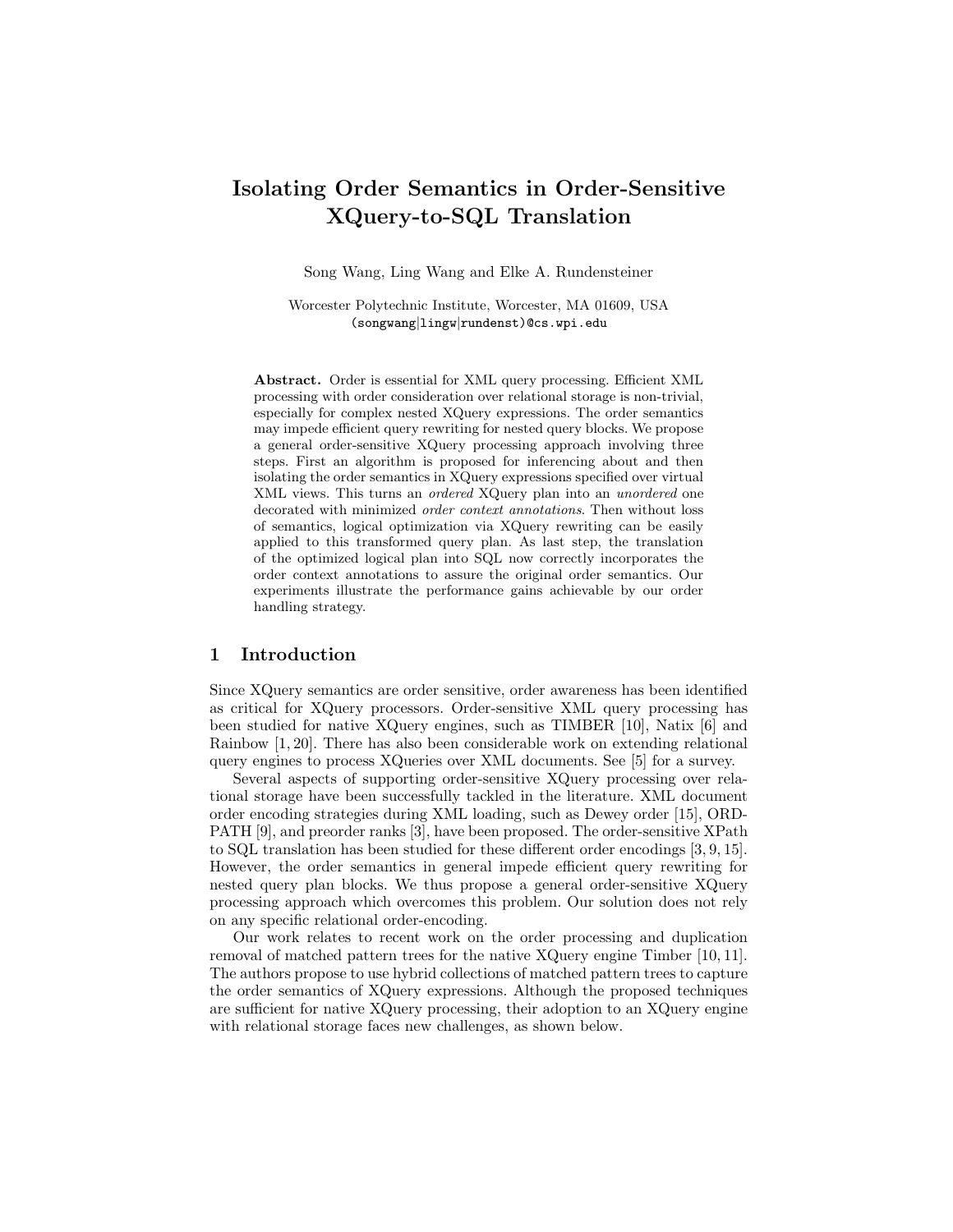# Isolating Order Semantics in Order-Sensitive XQuery-to-SQL Translation

Song Wang, Ling Wang and Elke A. Rundensteiner

Worcester Polytechnic Institute, Worcester, MA 01609, USA
(songwang|lingw|rundenst)@cs.wpi.edu

**Abstract.** Order is essential for XML query processing. Efficient XML processing with order consideration over relational storage is non-trivial, especially for complex nested XQuery expressions. The order semantics may impede efficient query rewriting for nested query blocks. We propose a general order-sensitive XQuery processing approach involving three steps. First an algorithm is proposed for inferencing about and then isolating the order semantics in XQuery expressions specified over virtual XML views. This turns an *ordered* XQuery plan into an *unordered* one decorated with minimized *order context annotations*. Then without loss of semantics, logical optimization via XQuery rewriting can be easily applied to this transformed query plan. As last step, the translation of the optimized logical plan into SQL now correctly incorporates the order context annotations to assure the original order semantics. Our experiments illustrate the performance gains achievable by our order handling strategy.

## 1 Introduction

Since XQuery semantics are order sensitive, order awareness has been identified as critical for XQuery processors. Order-sensitive XML query processing has been studied for native XQuery engines, such as TIMBER [10], Natix [6] and Rainbow [1, 20]. There has also been considerable work on extending relational query engines to process XQueries over XML documents. See [5] for a survey.

Several aspects of supporting order-sensitive XQuery processing over relational storage have been successfully tackled in the literature. XML document order encoding strategies during XML loading, such as Dewey order [15], ORDPATH [9], and preorder ranks [3], have been proposed. The order-sensitive XPath to SQL translation has been studied for these different order encodings [3, 9, 15]. However, the order semantics in general impede efficient query rewriting for nested query plan blocks. We thus propose a general order-sensitive XQuery processing approach which overcomes this problem. Our solution does not rely on any specific relational order-encoding.

Our work relates to recent work on the order processing and duplication removal of matched pattern trees for the native XQuery engine Timber [10, 11]. The authors propose to use hybrid collections of matched pattern trees to capture the order semantics of XQuery expressions. Although the proposed techniques are sufficient for native XQuery processing, their adoption to an XQuery engine with relational storage faces new challenges, as shown below.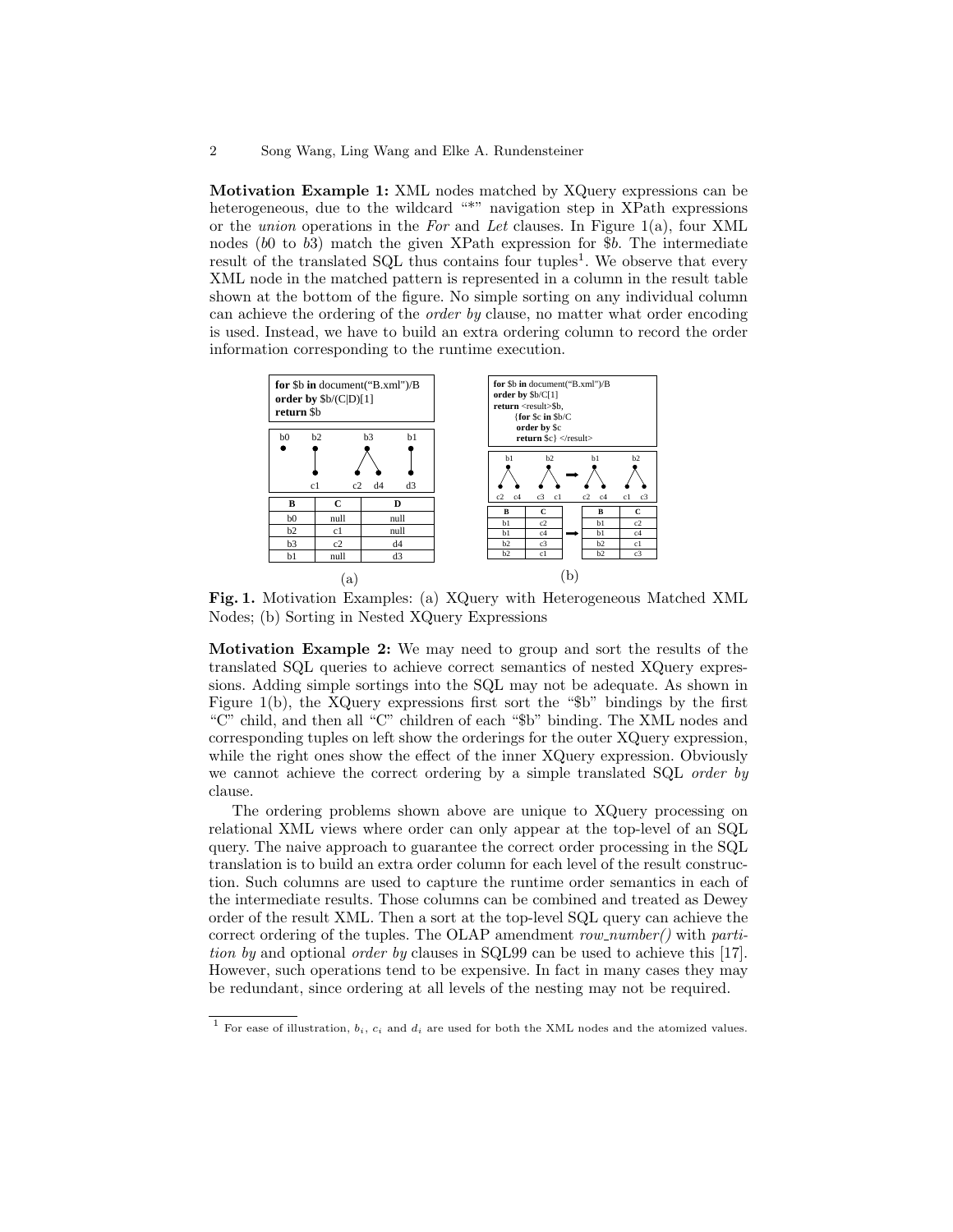**Motivation Example 1:** XML nodes matched by XQuery expressions can be heterogeneous, due to the wildcard "*" navigation step in XPath expressions or the *union* operations in the *For* and *Let* clauses. In Figure 1(a), four XML nodes ($b0$ to $b3$) match the given XPath expression for $b. The intermediate result of the translated SQL thus contains four tuples[1]. We observe that every XML node in the matched pattern is represented in a column in the result table shown at the bottom of the figure. No simple sorting on any individual column can achieve the ordering of the *order by* clause, no matter what order encoding is used. Instead, we have to build an extra ordering column to record the order information corresponding to the runtime execution.

(a)

```
for $b in document("B.xml")/B
order by $b/(C|D)[1]
return $b
```

| B | C | D |
|---|---|---|
| b0 | null | null |
| b2 | c1 | null |
| b3 | c2 | d4 |
| b1 | null | d3 |

(b)

```
for $b in document("B.xml")/B
order by $b/C[1]
return <result>$b,
       {for $c in $b/C
        order by $c
        return $c} </result>
```

| B | C |
|---|---|
| b1 | c2 |
| b1 | c4 |
| b2 | c3 |
| b2 | c1 |

➡

| B | C |
|---|---|
| b1 | c2 |
| b1 | c4 |
| b2 | c1 |
| b2 | c3 |

**Fig. 1.** Motivation Examples: (a) XQuery with Heterogeneous Matched XML Nodes; (b) Sorting in Nested XQuery Expressions

**Motivation Example 2:** We may need to group and sort the results of the translated SQL queries to achieve correct semantics of nested XQuery expressions. Adding simple sortings into the SQL may not be adequate. As shown in Figure 1(b), the XQuery expressions first sort the "$b" bindings by the first "C" child, and then all "C" children of each "$b" binding. The XML nodes and corresponding tuples on left show the orderings for the outer XQuery expression, while the right ones show the effect of the inner XQuery expression. Obviously we cannot achieve the correct ordering by a simple translated SQL *order by* clause.

The ordering problems shown above are unique to XQuery processing on relational XML views where order can only appear at the top-level of an SQL query. The naive approach to guarantee the correct order processing in the SQL translation is to build an extra order column for each level of the result construction. Such columns are used to capture the runtime order semantics in each of the intermediate results. Those columns can be combined and treated as Dewey order of the result XML. Then a sort at the top-level SQL query can achieve the correct ordering of the tuples. The OLAP amendment *row_number()* with *partition by* and optional *order by* clauses in SQL99 can be used to achieve this [17]. However, such operations tend to be expensive. In fact in many cases they may be redundant, since ordering at all levels of the nesting may not be required.

---

[1] For ease of illustration, $b_i$, $c_i$ and $d_i$ are used for both the XML nodes and the atomized values.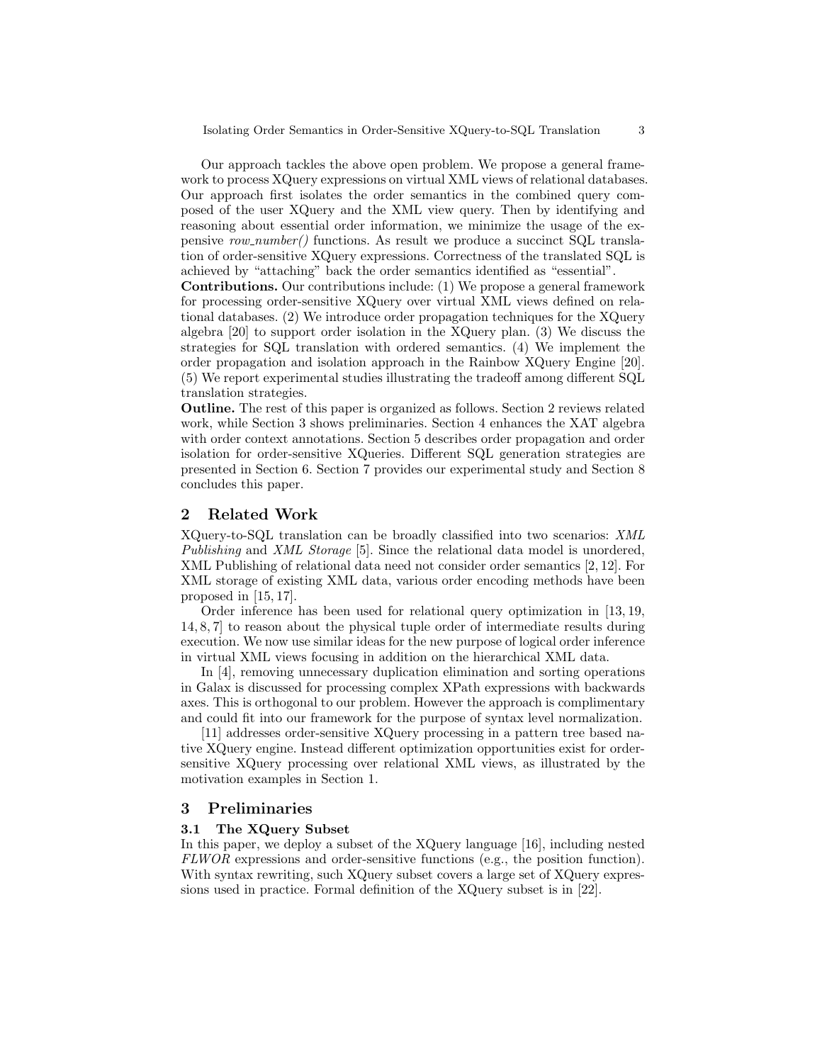Our approach tackles the above open problem. We propose a general framework to process XQuery expressions on virtual XML views of relational databases. Our approach first isolates the order semantics in the combined query composed of the user XQuery and the XML view query. Then by identifying and reasoning about essential order information, we minimize the usage of the expensive *row_number()* functions. As result we produce a succinct SQL translation of order-sensitive XQuery expressions. Correctness of the translated SQL is achieved by "attaching" back the order semantics identified as "essential".

**Contributions.** Our contributions include: (1) We propose a general framework for processing order-sensitive XQuery over virtual XML views defined on relational databases. (2) We introduce order propagation techniques for the XQuery algebra [20] to support order isolation in the XQuery plan. (3) We discuss the strategies for SQL translation with ordered semantics. (4) We implement the order propagation and isolation approach in the Rainbow XQuery Engine [20]. (5) We report experimental studies illustrating the tradeoff among different SQL translation strategies.

**Outline.** The rest of this paper is organized as follows. Section 2 reviews related work, while Section 3 shows preliminaries. Section 4 enhances the XAT algebra with order context annotations. Section 5 describes order propagation and order isolation for order-sensitive XQueries. Different SQL generation strategies are presented in Section 6. Section 7 provides our experimental study and Section 8 concludes this paper.

## 2 Related Work

XQuery-to-SQL translation can be broadly classified into two scenarios: *XML Publishing* and *XML Storage* [5]. Since the relational data model is unordered, XML Publishing of relational data need not consider order semantics [2, 12]. For XML storage of existing XML data, various order encoding methods have been proposed in [15, 17].

Order inference has been used for relational query optimization in [13, 19, 14, 8, 7] to reason about the physical tuple order of intermediate results during execution. We now use similar ideas for the new purpose of logical order inference in virtual XML views focusing in addition on the hierarchical XML data.

In [4], removing unnecessary duplication elimination and sorting operations in Galax is discussed for processing complex XPath expressions with backwards axes. This is orthogonal to our problem. However the approach is complimentary and could fit into our framework for the purpose of syntax level normalization.

[11] addresses order-sensitive XQuery processing in a pattern tree based native XQuery engine. Instead different optimization opportunities exist for order-sensitive XQuery processing over relational XML views, as illustrated by the motivation examples in Section 1.

## 3 Preliminaries

### 3.1 The XQuery Subset

In this paper, we deploy a subset of the XQuery language [16], including nested *FLWOR* expressions and order-sensitive functions (e.g., the position function). With syntax rewriting, such XQuery subset covers a large set of XQuery expressions used in practice. Formal definition of the XQuery subset is in [22].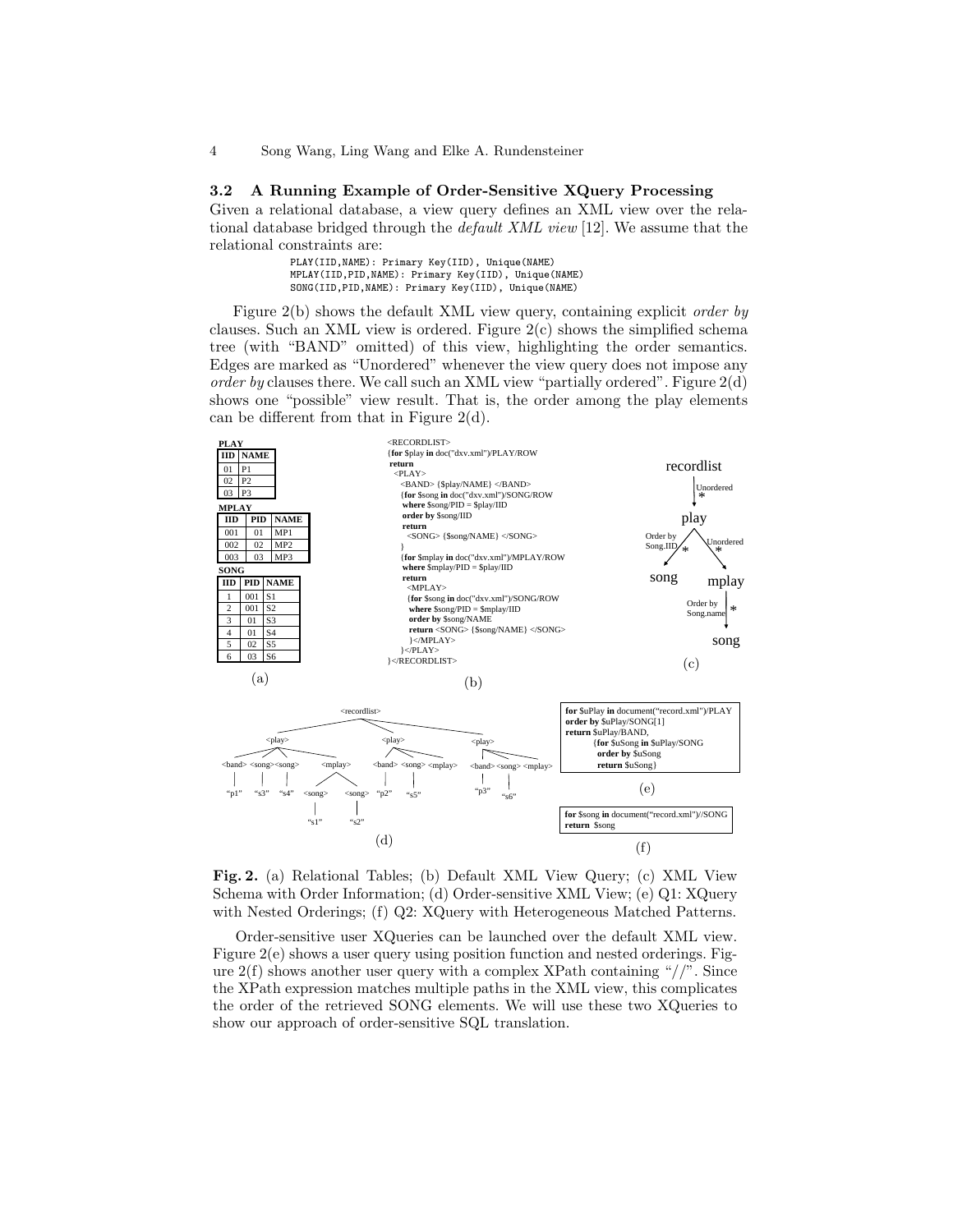### 3.2 A Running Example of Order-Sensitive XQuery Processing

Given a relational database, a view query defines an XML view over the relational database bridged through the *default XML view* [12]. We assume that the relational constraints are:

```
PLAY(IID,NAME): Primary Key(IID), Unique(NAME)
MPLAY(IID,PID,NAME): Primary Key(IID), Unique(NAME)
SONG(IID,PID,NAME): Primary Key(IID), Unique(NAME)
```

Figure 2(b) shows the default XML view query, containing explicit *order by* clauses. Such an XML view is ordered. Figure 2(c) shows the simplified schema tree (with "BAND" omitted) of this view, highlighting the order semantics. Edges are marked as "Unordered" whenever the view query does not impose any *order by* clauses there. We call such an XML view "partially ordered". Figure 2(d) shows one "possible" view result. That is, the order among the play elements can be different from that in Figure 2(d).

**PLAY**

| IID | NAME |
|---|---|
| 01 | P1 |
| 02 | P2 |
| 03 | P3 |

**MPLAY**

| IID | PID | NAME |
|---|---|---|
| 001 | 01 | MP1 |
| 002 | 02 | MP2 |
| 003 | 03 | MP3 |

**SONG**

| IID | PID | NAME |
|---|---|---|
| 1 | 001 | S1 |
| 2 | 001 | S2 |
| 3 | 01 | S3 |
| 4 | 01 | S4 |
| 5 | 02 | S5 |
| 6 | 03 | S6 |

(a)

```
<RECORDLIST>
{for $play in doc("dxv.xml")/PLAY/ROW
 return
  <PLAY>
   <BAND> {$play/NAME} </BAND>
   {for $song in doc("dxv.xml")/SONG/ROW
    where $song/PID = $play/IID
    order by $song/IID
    return
     <SONG> {$song/NAME} </SONG>
   }
   {for $mplay in doc("dxv.xml")/MPLAY/ROW
    where $mplay/PID = $play/IID
    return
     <MPLAY>
     {for $song in doc("dxv.xml")/SONG/ROW
      where $song/PID = $mplay/IID
      order by $song/NAME
      return <SONG> {$song/NAME} </SONG>
     }</MPLAY>
   }</PLAY>
}</RECORDLIST>
```

(b)

(c): schema tree — recordlist →(Unordered, *) play; play →(Order by Song.IID, *) song; play →(Unordered, *) mplay; mplay →(Order by Song.name, *) song

(d): recordlist with three play elements: play[band "p1", song "s3", song "s4", mplay[song "s1", song "s2"]]; play[band "p2", song "s5", mplay]; play[band "p3", song "s6", mplay]

```
for $uPlay in document("record.xml")/PLAY
order by $uPlay/SONG[1]
return $uPlay/BAND,
       {for $uSong in $uPlay/SONG
        order by $uSong
        return $uSong}
```

(e)

```
for $song in document("record.xml")//SONG
return $song
```

(f)

**Fig. 2.** (a) Relational Tables; (b) Default XML View Query; (c) XML View Schema with Order Information; (d) Order-sensitive XML View; (e) Q1: XQuery with Nested Orderings; (f) Q2: XQuery with Heterogeneous Matched Patterns.

Order-sensitive user XQueries can be launched over the default XML view. Figure 2(e) shows a user query using position function and nested orderings. Figure 2(f) shows another user query with a complex XPath containing "//". Since the XPath expression matches multiple paths in the XML view, this complicates the order of the retrieved SONG elements. We will use these two XQueries to show our approach of order-sensitive SQL translation.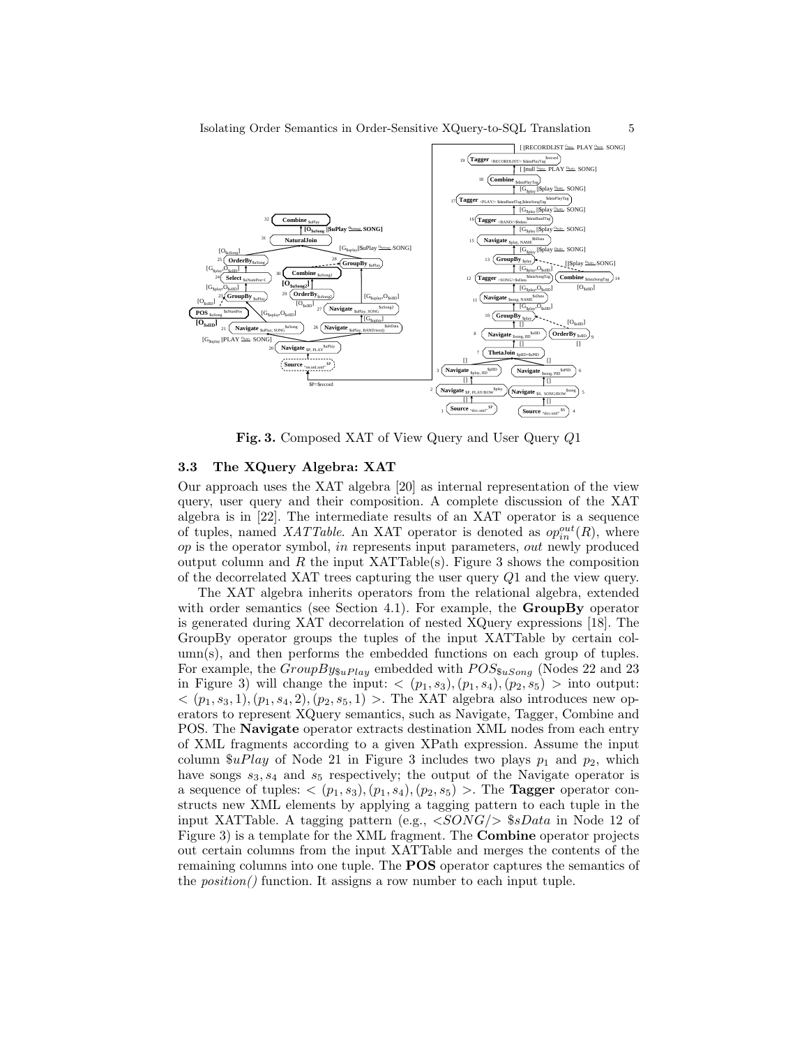Fig. 3. Composed XAT of View Query and User Query $Q1$

### 3.3 The XQuery Algebra: XAT

Our approach uses the XAT algebra [20] as internal representation of the view query, user query and their composition. A complete discussion of the XAT algebra is in [22]. The intermediate results of an XAT operator is a sequence of tuples, named *XATTable*. An XAT operator is denoted as $op_{in}^{out}(R)$, where *op* is the operator symbol, *in* represents input parameters, *out* newly produced output column and $R$ the input XATTable(s). Figure 3 shows the composition of the decorrelated XAT trees capturing the user query $Q1$ and the view query.

The XAT algebra inherits operators from the relational algebra, extended with order semantics (see Section 4.1). For example, the **GroupBy** operator is generated during XAT decorrelation of nested XQuery expressions [18]. The GroupBy operator groups the tuples of the input XATTable by certain column(s), and then performs the embedded functions on each group of tuples. For example, the $GroupBy_{\$uPlay}$ embedded with $POS_{\$uSong}$ (Nodes 22 and 23 in Figure 3) will change the input: $<(p_1, s_3), (p_1, s_4), (p_2, s_5)>$ into output: $<(p_1, s_3, 1), (p_1, s_4, 2), (p_2, s_5, 1)>$. The XAT algebra also introduces new operators to represent XQuery semantics, such as Navigate, Tagger, Combine and POS. The **Navigate** operator extracts destination XML nodes from each entry of XML fragments according to a given XPath expression. Assume the input column $\$uPlay$ of Node 21 in Figure 3 includes two plays $p_1$ and $p_2$, which have songs $s_3, s_4$ and $s_5$ respectively; the output of the Navigate operator is a sequence of tuples: $<(p_1, s_3), (p_1, s_4), (p_2, s_5)>$. The **Tagger** operator constructs new XML elements by applying a tagging pattern to each tuple in the input XATTable. A tagging pattern (e.g., $<SONG/>$ $\$sData$ in Node 12 of Figure 3) is a template for the XML fragment. The **Combine** operator projects out certain columns from the input XATTable and merges the contents of the remaining columns into one tuple. The **POS** operator captures the semantics of the *position()* function. It assigns a row number to each input tuple.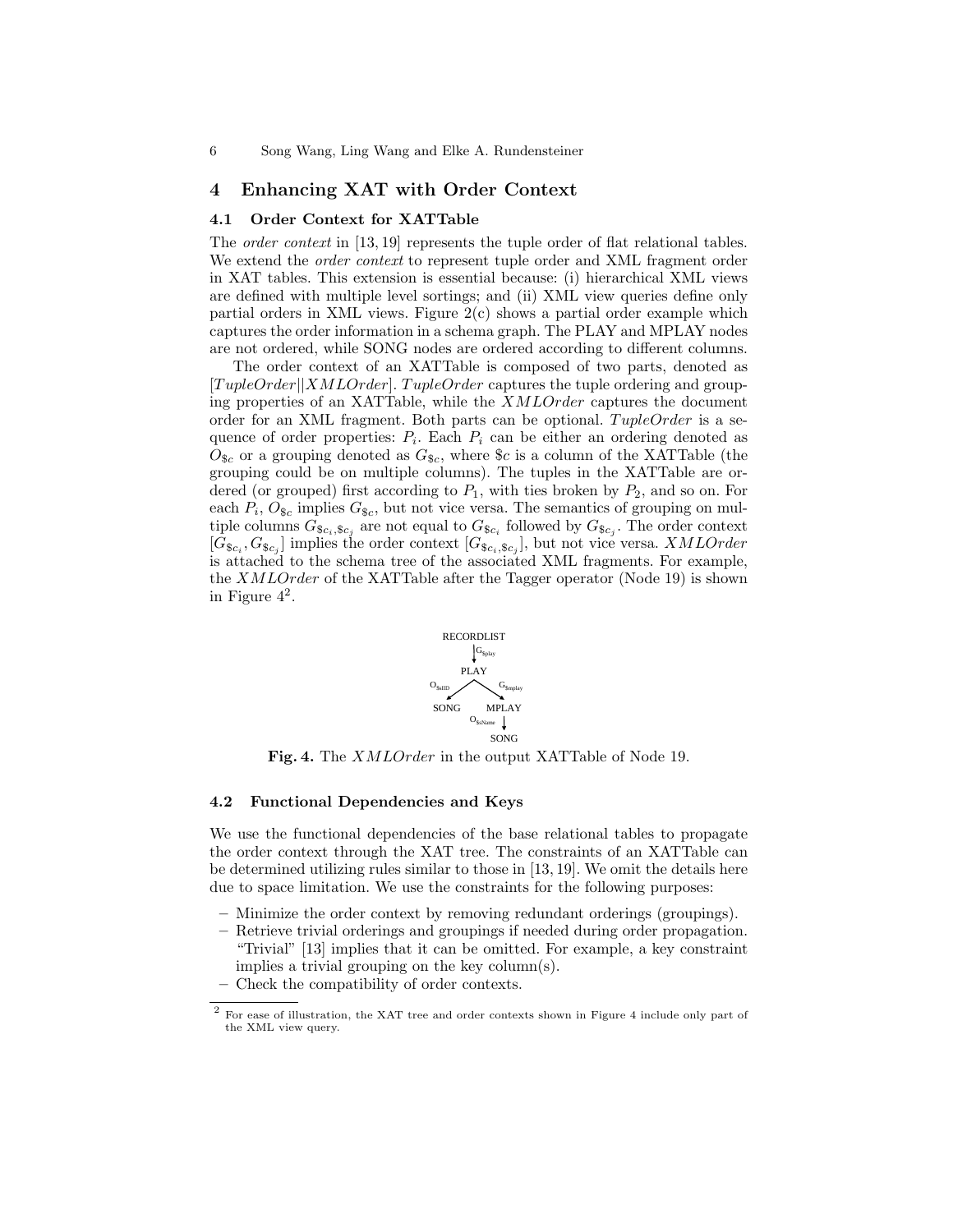## 4 Enhancing XAT with Order Context

### 4.1 Order Context for XATTable

The *order context* in [13, 19] represents the tuple order of flat relational tables. We extend the *order context* to represent tuple order and XML fragment order in XAT tables. This extension is essential because: (i) hierarchical XML views are defined with multiple level sortings; and (ii) XML view queries define only partial orders in XML views. Figure 2(c) shows a partial order example which captures the order information in a schema graph. The PLAY and MPLAY nodes are not ordered, while SONG nodes are ordered according to different columns.

The order context of an XATTable is composed of two parts, denoted as $[TupleOrder||XMLOrder]$. $TupleOrder$ captures the tuple ordering and grouping properties of an XATTable, while the $XMLOrder$ captures the document order for an XML fragment. Both parts can be optional. $TupleOrder$ is a sequence of order properties: $P_i$. Each $P_i$ can be either an ordering denoted as $O_{\$c}$ or a grouping denoted as $G_{\$c}$, where $\$c$ is a column of the XATTable (the grouping could be on multiple columns). The tuples in the XATTable are ordered (or grouped) first according to $P_1$, with ties broken by $P_2$, and so on. For each $P_i$, $O_{\$c}$ implies $G_{\$c}$, but not vice versa. The semantics of grouping on multiple columns $G_{\$c_i,\$c_j}$ are not equal to $G_{\$c_i}$ followed by $G_{\$c_j}$. The order context $[G_{\$c_i}, G_{\$c_j}]$ implies the order context $[G_{\$c_i,\$c_j}]$, but not vice versa. $XMLOrder$ is attached to the schema tree of the associated XML fragments. For example, the $XMLOrder$ of the XATTable after the Tagger operator (Node 19) is shown in Figure 4[2].

RECORDLIST → ($G_{\$play}$) PLAY; PLAY → ($O_{\$sID}$) SONG; PLAY → ($G_{\$mplay}$) MPLAY; MPLAY → ($O_{\$sName}$) SONG

**Fig. 4.** The $XMLOrder$ in the output XATTable of Node 19.

### 4.2 Functional Dependencies and Keys

We use the functional dependencies of the base relational tables to propagate the order context through the XAT tree. The constraints of an XATTable can be determined utilizing rules similar to those in [13, 19]. We omit the details here due to space limitation. We use the constraints for the following purposes:

- Minimize the order context by removing redundant orderings (groupings).
- Retrieve trivial orderings and groupings if needed during order propagation. "Trivial" [13] implies that it can be omitted. For example, a key constraint implies a trivial grouping on the key column(s).
- Check the compatibility of order contexts.

[2] For ease of illustration, the XAT tree and order contexts shown in Figure 4 include only part of the XML view query.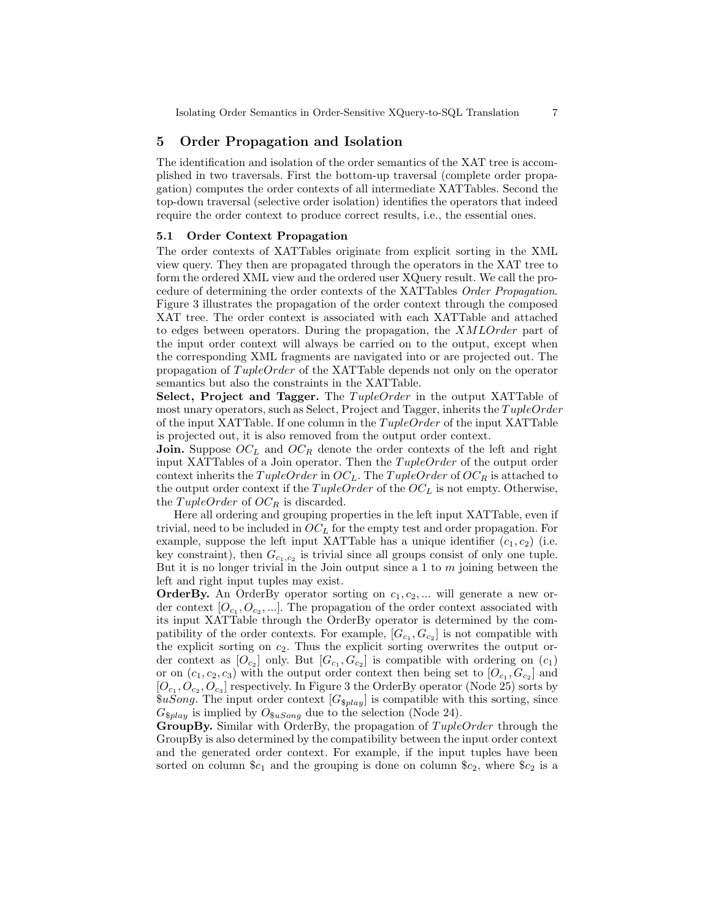## 5 Order Propagation and Isolation

The identification and isolation of the order semantics of the XAT tree is accomplished in two traversals. First the bottom-up traversal (complete order propagation) computes the order contexts of all intermediate XATTables. Second the top-down traversal (selective order isolation) identifies the operators that indeed require the order context to produce correct results, i.e., the essential ones.

### 5.1 Order Context Propagation

The order contexts of XATTables originate from explicit sorting in the XML view query. They then are propagated through the operators in the XAT tree to form the ordered XML view and the ordered user XQuery result. We call the procedure of determining the order contexts of the XATTables *Order Propagation*. Figure 3 illustrates the propagation of the order context through the composed XAT tree. The order context is associated with each XATTable and attached to edges between operators. During the propagation, the $XMLOrder$ part of the input order context will always be carried on to the output, except when the corresponding XML fragments are navigated into or are projected out. The propagation of $TupleOrder$ of the XATTable depends not only on the operator semantics but also the constraints in the XATTable.

**Select, Project and Tagger.** The $TupleOrder$ in the output XATTable of most unary operators, such as Select, Project and Tagger, inherits the $TupleOrder$ of the input XATTable. If one column in the $TupleOrder$ of the input XATTable is projected out, it is also removed from the output order context.

**Join.** Suppose $OC_L$ and $OC_R$ denote the order contexts of the left and right input XATTables of a Join operator. Then the $TupleOrder$ of the output order context inherits the $TupleOrder$ in $OC_L$. The $TupleOrder$ of $OC_R$ is attached to the output order context if the $TupleOrder$ of the $OC_L$ is not empty. Otherwise, the $TupleOrder$ of $OC_R$ is discarded.

Here all ordering and grouping properties in the left input XATTable, even if trivial, need to be included in $OC_L$ for the empty test and order propagation. For example, suppose the left input XATTable has a unique identifier $(c_1, c_2)$ (i.e. key constraint), then $G_{c_1,c_2}$ is trivial since all groups consist of only one tuple. But it is no longer trivial in the Join output since a 1 to $m$ joining between the left and right input tuples may exist.

**OrderBy.** An OrderBy operator sorting on $c_1, c_2, ...$ will generate a new order context $[O_{c_1}, O_{c_2}, ...]$. The propagation of the order context associated with its input XATTable through the OrderBy operator is determined by the compatibility of the order contexts. For example, $[G_{c_1}, G_{c_2}]$ is not compatible with the explicit sorting on $c_2$. Thus the explicit sorting overwrites the output order context as $[O_{c_2}]$ only. But $[G_{c_1}, G_{c_2}]$ is compatible with ordering on $(c_1)$ or on $(c_1, c_2, c_3)$ with the output order context then being set to $[O_{c_1}, G_{c_2}]$ and $[O_{c_1}, O_{c_2}, O_{c_3}]$ respectively. In Figure 3 the OrderBy operator (Node 25) sorts by $\$uSong$. The input order context $[G_{\$play}]$ is compatible with this sorting, since $G_{\$play}$ is implied by $O_{\$uSong}$ due to the selection (Node 24).

**GroupBy.** Similar with OrderBy, the propagation of $TupleOrder$ through the GroupBy is also determined by the compatibility between the input order context and the generated order context. For example, if the input tuples have been sorted on column $\$c_1$ and the grouping is done on column $\$c_2$, where $\$c_2$ is a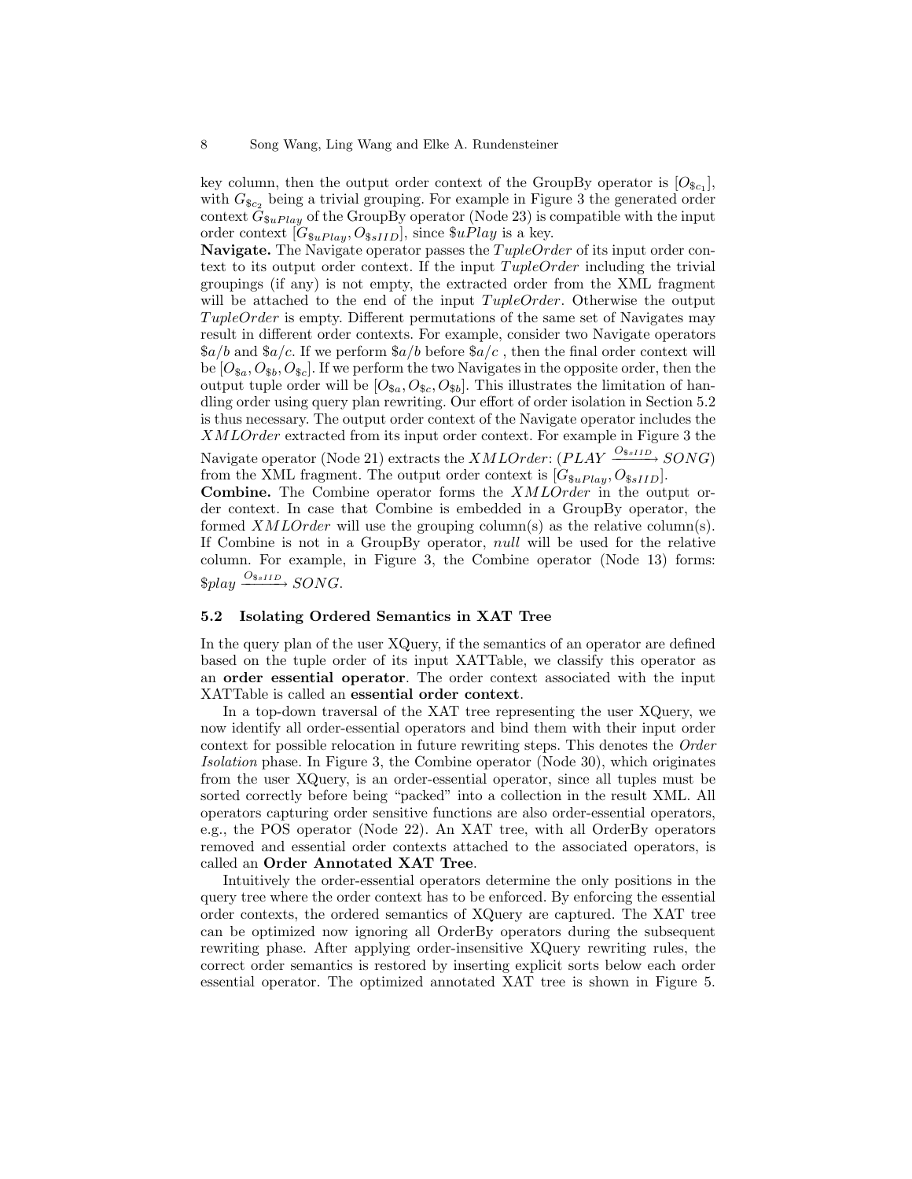key column, then the output order context of the GroupBy operator is $[O_{\$c_1}]$, with $G_{\$c_2}$ being a trivial grouping. For example in Figure 3 the generated order context $G_{\$uPlay}$ of the GroupBy operator (Node 23) is compatible with the input order context $[G_{\$uPlay}, O_{\$sIID}]$, since $\$uPlay$ is a key.

**Navigate.** The Navigate operator passes the *TupleOrder* of its input order context to its output order context. If the input *TupleOrder* including the trivial groupings (if any) is not empty, the extracted order from the XML fragment will be attached to the end of the input *TupleOrder*. Otherwise the output *TupleOrder* is empty. Different permutations of the same set of Navigates may result in different order contexts. For example, consider two Navigate operators $\$a/b$ and $\$a/c$. If we perform $\$a/b$ before $\$a/c$ , then the final order context will be $[O_{\$a}, O_{\$b}, O_{\$c}]$. If we perform the two Navigates in the opposite order, then the output tuple order will be $[O_{\$a}, O_{\$c}, O_{\$b}]$. This illustrates the limitation of handling order using query plan rewriting. Our effort of order isolation in Section 5.2 is thus necessary. The output order context of the Navigate operator includes the *XMLOrder* extracted from its input order context. For example in Figure 3 the Navigate operator (Node 21) extracts the *XMLOrder*: $(PLAY \xrightarrow{O_{\$sIID}} SONG)$ from the XML fragment. The output order context is $[G_{\$uPlay}, O_{\$sIID}]$.

**Combine.** The Combine operator forms the *XMLOrder* in the output order context. In case that Combine is embedded in a GroupBy operator, the formed *XMLOrder* will use the grouping column(s) as the relative column(s). If Combine is not in a GroupBy operator, *null* will be used for the relative column. For example, in Figure 3, the Combine operator (Node 13) forms: $\$play \xrightarrow{O_{\$sIID}} SONG$.

### 5.2 Isolating Ordered Semantics in XAT Tree

In the query plan of the user XQuery, if the semantics of an operator are defined based on the tuple order of its input XATTable, we classify this operator as an **order essential operator**. The order context associated with the input XATTable is called an **essential order context**.

In a top-down traversal of the XAT tree representing the user XQuery, we now identify all order-essential operators and bind them with their input order context for possible relocation in future rewriting steps. This denotes the *Order Isolation* phase. In Figure 3, the Combine operator (Node 30), which originates from the user XQuery, is an order-essential operator, since all tuples must be sorted correctly before being "packed" into a collection in the result XML. All operators capturing order sensitive functions are also order-essential operators, e.g., the POS operator (Node 22). An XAT tree, with all OrderBy operators removed and essential order contexts attached to the associated operators, is called an **Order Annotated XAT Tree**.

Intuitively the order-essential operators determine the only positions in the query tree where the order context has to be enforced. By enforcing the essential order contexts, the ordered semantics of XQuery are captured. The XAT tree can be optimized now ignoring all OrderBy operators during the subsequent rewriting phase. After applying order-insensitive XQuery rewriting rules, the correct order semantics is restored by inserting explicit sorts below each order essential operator. The optimized annotated XAT tree is shown in Figure 5.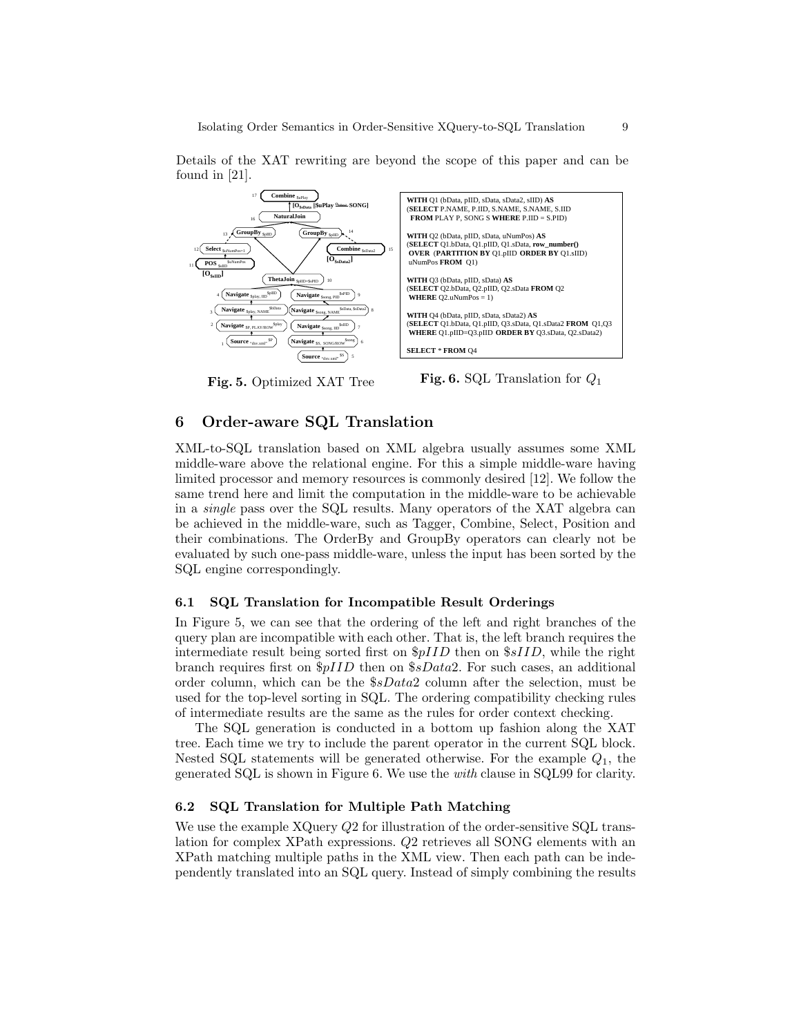Details of the XAT rewriting are beyond the scope of this paper and can be found in [21].

**Fig. 5.** Optimized XAT Tree

```
WITH Q1 (bData, pIID, sData, sData2, sIID) AS
(SELECT P.NAME, P.IID, S.NAME, S.NAME, S.IID
 FROM PLAY P, SONG S WHERE P.IID = S.PID)

WITH Q2 (bData, pIID, sData, uNumPos) AS
(SELECT Q1.bData, Q1.pIID, Q1.sData, row_number()
 OVER (PARTITION BY Q1.pIID ORDER BY Q1.sIID)
 uNumPos FROM Q1)

WITH Q3 (bData, pIID, sData) AS
(SELECT Q2.bData, Q2.pIID, Q2.sData FROM Q2
 WHERE Q2.uNumPos = 1)

WITH Q4 (bData, pIID, sData, sData2) AS
(SELECT Q1.bData, Q1.pIID, Q3.sData, Q1.sData2 FROM Q1,Q3
 WHERE Q1.pIID=Q3.pIID ORDER BY Q3.sData, Q2.sData2)

SELECT * FROM Q4
```

**Fig. 6.** SQL Translation for $Q_1$

## 6 Order-aware SQL Translation

XML-to-SQL translation based on XML algebra usually assumes some XML middle-ware above the relational engine. For this a simple middle-ware having limited processor and memory resources is commonly desired [12]. We follow the same trend here and limit the computation in the middle-ware to be achievable in a *single* pass over the SQL results. Many operators of the XAT algebra can be achieved in the middle-ware, such as Tagger, Combine, Select, Position and their combinations. The OrderBy and GroupBy operators can clearly not be evaluated by such one-pass middle-ware, unless the input has been sorted by the SQL engine correspondingly.

### 6.1 SQL Translation for Incompatible Result Orderings

In Figure 5, we can see that the ordering of the left and right branches of the query plan are incompatible with each other. That is, the left branch requires the intermediate result being sorted first on $\$pIID$ then on $\$sIID$, while the right branch requires first on $\$pIID$ then on $\$sData2$. For such cases, an additional order column, which can be the $\$sData2$ column after the selection, must be used for the top-level sorting in SQL. The ordering compatibility checking rules of intermediate results are the same as the rules for order context checking.

The SQL generation is conducted in a bottom up fashion along the XAT tree. Each time we try to include the parent operator in the current SQL block. Nested SQL statements will be generated otherwise. For the example $Q_1$, the generated SQL is shown in Figure 6. We use the *with* clause in SQL99 for clarity.

### 6.2 SQL Translation for Multiple Path Matching

We use the example XQuery $Q2$ for illustration of the order-sensitive SQL translation for complex XPath expressions. $Q2$ retrieves all SONG elements with an XPath matching multiple paths in the XML view. Then each path can be independently translated into an SQL query. Instead of simply combining the results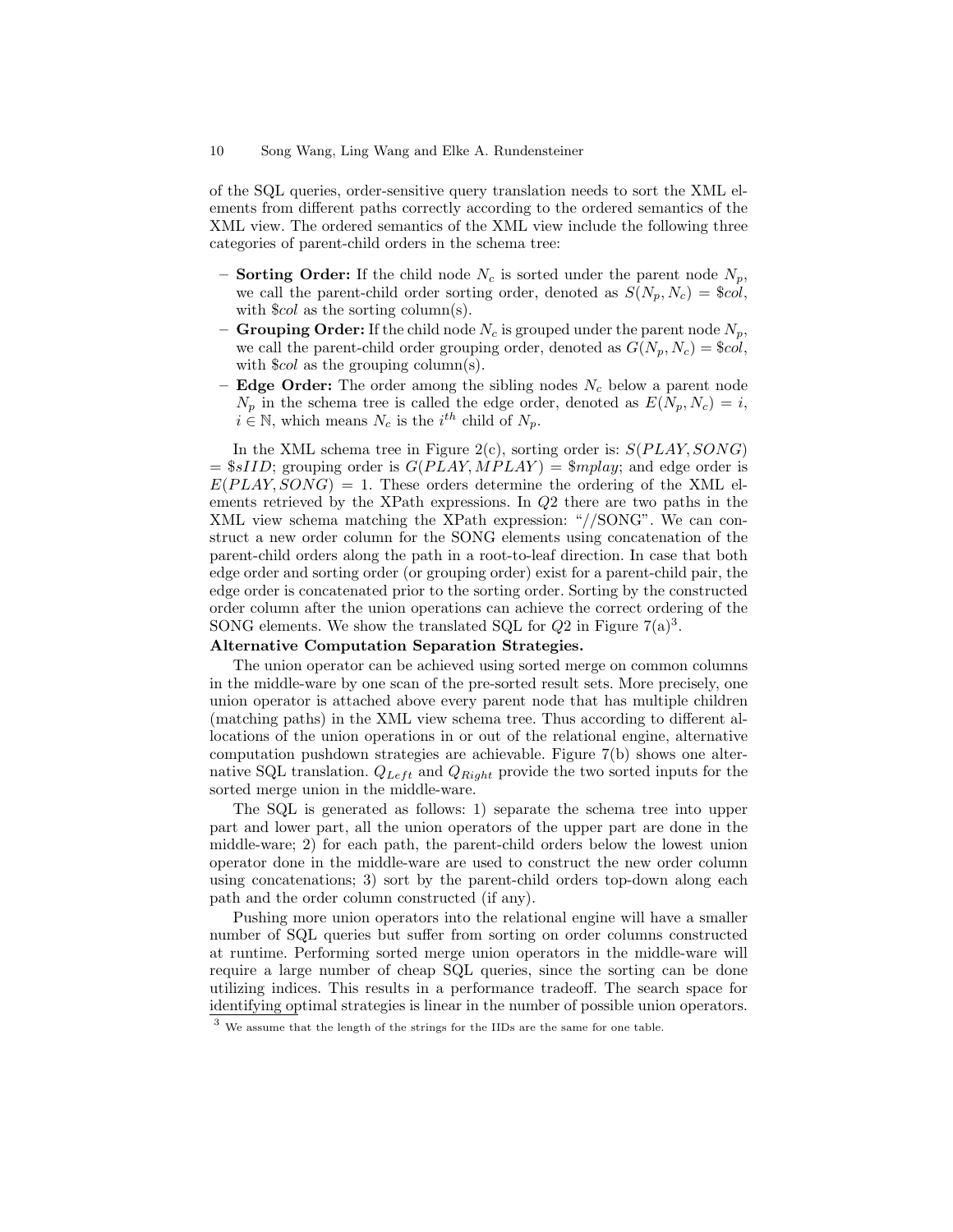of the SQL queries, order-sensitive query translation needs to sort the XML elements from different paths correctly according to the ordered semantics of the XML view. The ordered semantics of the XML view include the following three categories of parent-child orders in the schema tree:

- **Sorting Order:** If the child node $N_c$ is sorted under the parent node $N_p$, we call the parent-child order sorting order, denoted as $S(N_p, N_c) = \$col$, with $\$col$ as the sorting column(s).
- **Grouping Order:** If the child node $N_c$ is grouped under the parent node $N_p$, we call the parent-child order grouping order, denoted as $G(N_p, N_c) = \$col$, with $\$col$ as the grouping column(s).
- **Edge Order:** The order among the sibling nodes $N_c$ below a parent node $N_p$ in the schema tree is called the edge order, denoted as $E(N_p, N_c) = i$, $i \in \mathbb{N}$, which means $N_c$ is the $i^{th}$ child of $N_p$.

In the XML schema tree in Figure 2(c), sorting order is: $S(PLAY, SONG) = \$sIID$; grouping order is $G(PLAY, MPLAY) = \$mplay$; and edge order is $E(PLAY, SONG) = 1$. These orders determine the ordering of the XML elements retrieved by the XPath expressions. In $Q2$ there are two paths in the XML view schema matching the XPath expression: "//SONG". We can construct a new order column for the SONG elements using concatenation of the parent-child orders along the path in a root-to-leaf direction. In case that both edge order and sorting order (or grouping order) exist for a parent-child pair, the edge order is concatenated prior to the sorting order. Sorting by the constructed order column after the union operations can achieve the correct ordering of the SONG elements. We show the translated SQL for $Q2$ in Figure 7(a)[3].

**Alternative Computation Separation Strategies.**

The union operator can be achieved using sorted merge on common columns in the middle-ware by one scan of the pre-sorted result sets. More precisely, one union operator is attached above every parent node that has multiple children (matching paths) in the XML view schema tree. Thus according to different allocations of the union operations in or out of the relational engine, alternative computation pushdown strategies are achievable. Figure 7(b) shows one alternative SQL translation. $Q_{Left}$ and $Q_{Right}$ provide the two sorted inputs for the sorted merge union in the middle-ware.

The SQL is generated as follows: 1) separate the schema tree into upper part and lower part, all the union operators of the upper part are done in the middle-ware; 2) for each path, the parent-child orders below the lowest union operator done in the middle-ware are used to construct the new order column using concatenations; 3) sort by the parent-child orders top-down along each path and the order column constructed (if any).

Pushing more union operators into the relational engine will have a smaller number of SQL queries but suffer from sorting on order columns constructed at runtime. Performing sorted merge union operators in the middle-ware will require a large number of cheap SQL queries, since the sorting can be done utilizing indices. This results in a performance tradeoff. The search space for identifying optimal strategies is linear in the number of possible union operators.

[3] We assume that the length of the strings for the IIDs are the same for one table.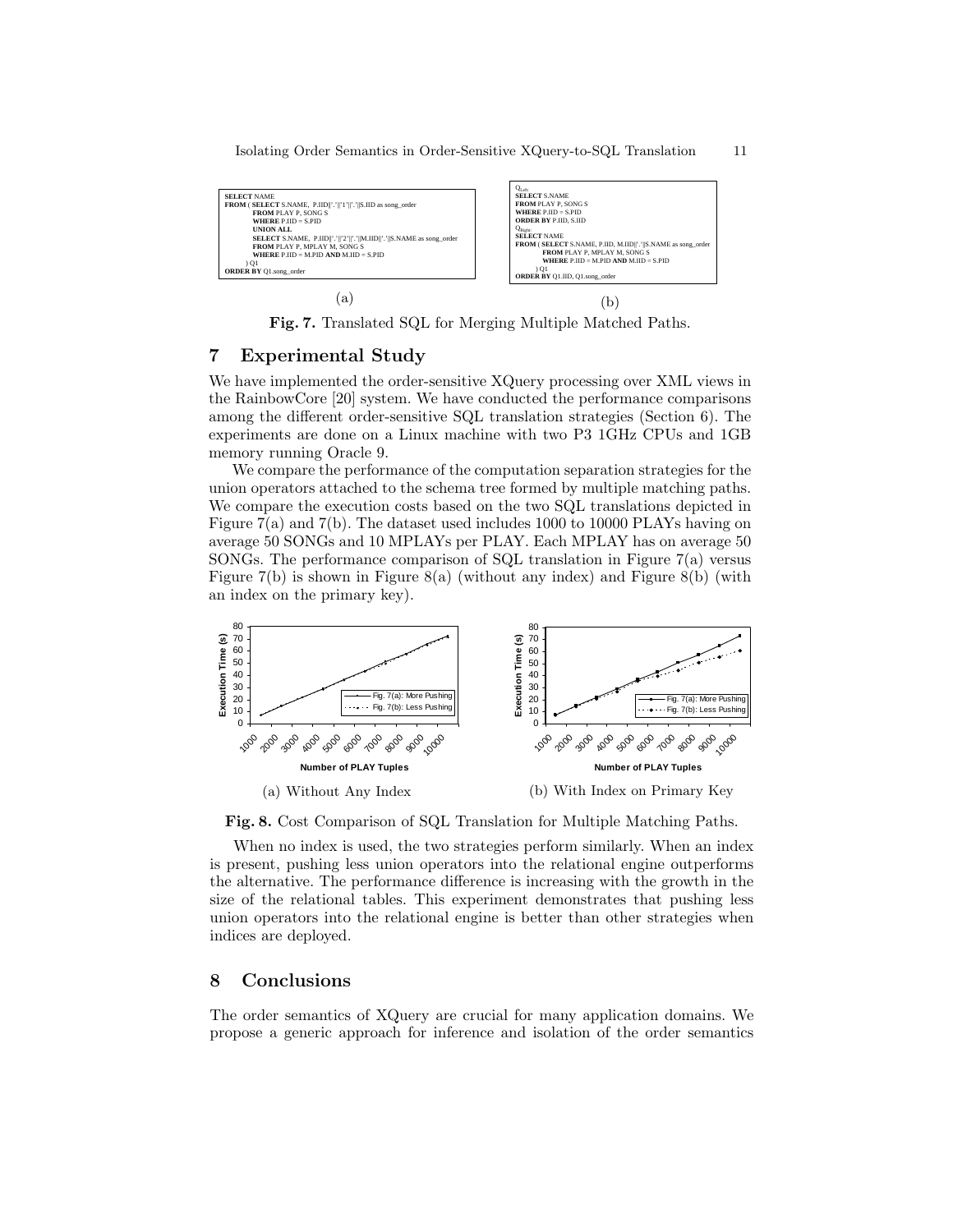```
SELECT NAME
FROM ( SELECT S.NAME,  P.IID||'.'||'1'||'.'||S.IID as song_order
        FROM PLAY P, SONG S
        WHERE P.IID = S.PID
        UNION ALL
        SELECT S.NAME,  P.IID||'.'||'2'||'.'||M.IID||'.'||S.NAME as song_order
        FROM PLAY P, MPLAY M, SONG S
        WHERE P.IID = M.PID AND M.IID = S.PID
     ) Q1
ORDER BY Q1.song_order
```

(a)

```
Q_Left:
SELECT S.NAME
FROM PLAY P, SONG S
WHERE P.IID = S.PID
ORDER BY P.IID, S.IID
Q_Right:
SELECT NAME
FROM ( SELECT S.NAME, P.IID, M.IID||'.'||S.NAME as song_order
        FROM PLAY P, MPLAY M, SONG S
        WHERE P.IID = M.PID AND M.IID = S.PID
     ) Q1
ORDER BY Q1.IID, Q1.song_order
```

(b)

**Fig. 7.** Translated SQL for Merging Multiple Matched Paths.

## 7 Experimental Study

We have implemented the order-sensitive XQuery processing over XML views in the RainbowCore [20] system. We have conducted the performance comparisons among the different order-sensitive SQL translation strategies (Section 6). The experiments are done on a Linux machine with two P3 1GHz CPUs and 1GB memory running Oracle 9.

We compare the performance of the computation separation strategies for the union operators attached to the schema tree formed by multiple matching paths. We compare the execution costs based on the two SQL translations depicted in Figure 7(a) and 7(b). The dataset used includes 1000 to 10000 PLAYs having on average 50 SONGs and 10 MPLAYs per PLAY. Each MPLAY has on average 50 SONGs. The performance comparison of SQL translation in Figure 7(a) versus Figure 7(b) is shown in Figure 8(a) (without any index) and Figure 8(b) (with an index on the primary key).

(a) Without Any Index

(b) With Index on Primary Key

**Fig. 8.** Cost Comparison of SQL Translation for Multiple Matching Paths.

When no index is used, the two strategies perform similarly. When an index is present, pushing less union operators into the relational engine outperforms the alternative. The performance difference is increasing with the growth in the size of the relational tables. This experiment demonstrates that pushing less union operators into the relational engine is better than other strategies when indices are deployed.

## 8 Conclusions

The order semantics of XQuery are crucial for many application domains. We propose a generic approach for inference and isolation of the order semantics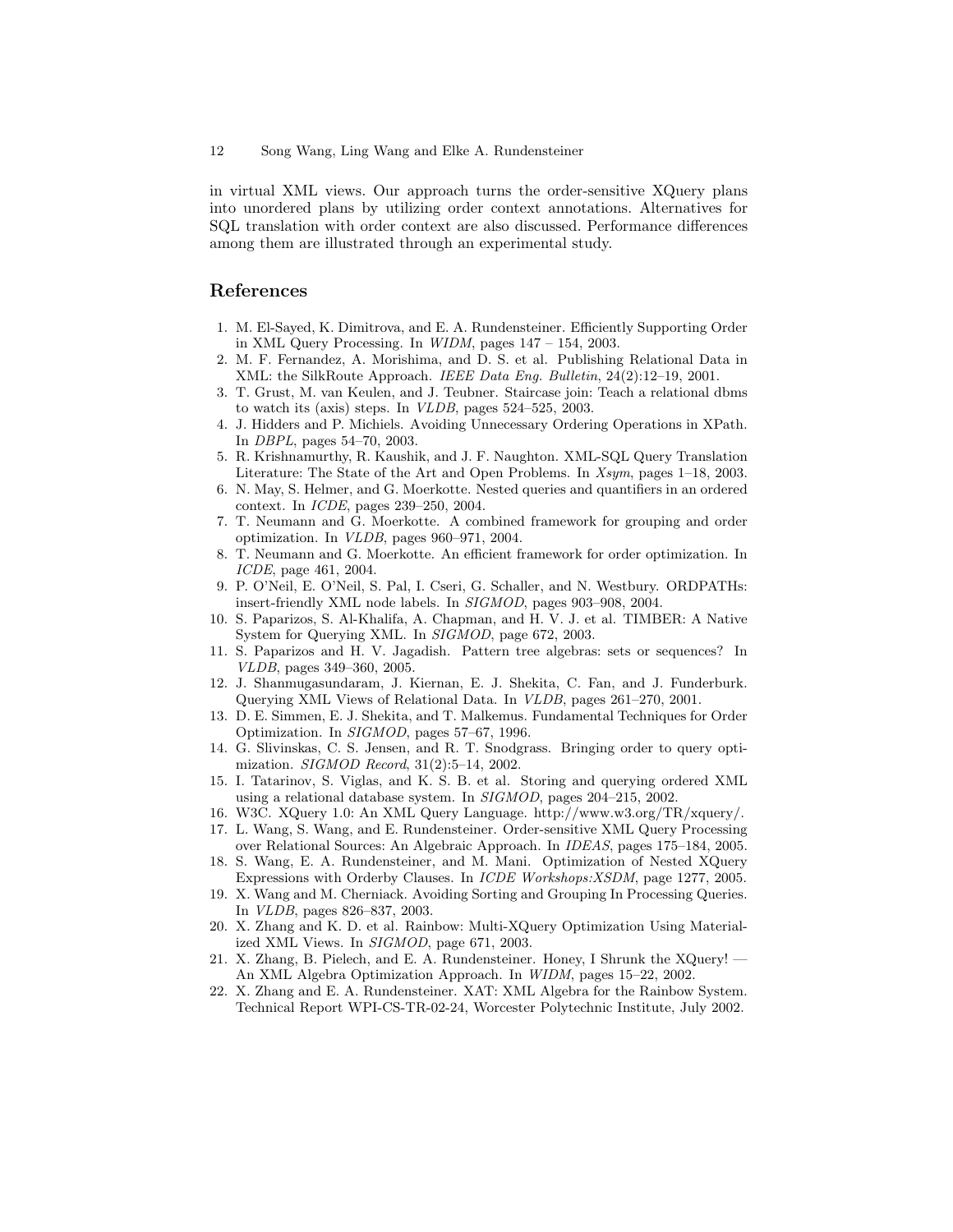in virtual XML views. Our approach turns the order-sensitive XQuery plans into unordered plans by utilizing order context annotations. Alternatives for SQL translation with order context are also discussed. Performance differences among them are illustrated through an experimental study.

## References

1. M. El-Sayed, K. Dimitrova, and E. A. Rundensteiner. Efficiently Supporting Order in XML Query Processing. In *WIDM*, pages 147 – 154, 2003.
2. M. F. Fernandez, A. Morishima, and D. S. et al. Publishing Relational Data in XML: the SilkRoute Approach. *IEEE Data Eng. Bulletin*, 24(2):12–19, 2001.
3. T. Grust, M. van Keulen, and J. Teubner. Staircase join: Teach a relational dbms to watch its (axis) steps. In *VLDB*, pages 524–525, 2003.
4. J. Hidders and P. Michiels. Avoiding Unnecessary Ordering Operations in XPath. In *DBPL*, pages 54–70, 2003.
5. R. Krishnamurthy, R. Kaushik, and J. F. Naughton. XML-SQL Query Translation Literature: The State of the Art and Open Problems. In *Xsym*, pages 1–18, 2003.
6. N. May, S. Helmer, and G. Moerkotte. Nested queries and quantifiers in an ordered context. In *ICDE*, pages 239–250, 2004.
7. T. Neumann and G. Moerkotte. A combined framework for grouping and order optimization. In *VLDB*, pages 960–971, 2004.
8. T. Neumann and G. Moerkotte. An efficient framework for order optimization. In *ICDE*, page 461, 2004.
9. P. O'Neil, E. O'Neil, S. Pal, I. Cseri, G. Schaller, and N. Westbury. ORDPATHs: insert-friendly XML node labels. In *SIGMOD*, pages 903–908, 2004.
10. S. Paparizos, S. Al-Khalifa, A. Chapman, and H. V. J. et al. TIMBER: A Native System for Querying XML. In *SIGMOD*, page 672, 2003.
11. S. Paparizos and H. V. Jagadish. Pattern tree algebras: sets or sequences? In *VLDB*, pages 349–360, 2005.
12. J. Shanmugasundaram, J. Kiernan, E. J. Shekita, C. Fan, and J. Funderburk. Querying XML Views of Relational Data. In *VLDB*, pages 261–270, 2001.
13. D. E. Simmen, E. J. Shekita, and T. Malkemus. Fundamental Techniques for Order Optimization. In *SIGMOD*, pages 57–67, 1996.
14. G. Slivinskas, C. S. Jensen, and R. T. Snodgrass. Bringing order to query optimization. *SIGMOD Record*, 31(2):5–14, 2002.
15. I. Tatarinov, S. Viglas, and K. S. B. et al. Storing and querying ordered XML using a relational database system. In *SIGMOD*, pages 204–215, 2002.
16. W3C. XQuery 1.0: An XML Query Language. http://www.w3.org/TR/xquery/.
17. L. Wang, S. Wang, and E. Rundensteiner. Order-sensitive XML Query Processing over Relational Sources: An Algebraic Approach. In *IDEAS*, pages 175–184, 2005.
18. S. Wang, E. A. Rundensteiner, and M. Mani. Optimization of Nested XQuery Expressions with Orderby Clauses. In *ICDE Workshops:XSDM*, page 1277, 2005.
19. X. Wang and M. Cherniack. Avoiding Sorting and Grouping In Processing Queries. In *VLDB*, pages 826–837, 2003.
20. X. Zhang and K. D. et al. Rainbow: Multi-XQuery Optimization Using Materialized XML Views. In *SIGMOD*, page 671, 2003.
21. X. Zhang, B. Pielech, and E. A. Rundensteiner. Honey, I Shrunk the XQuery! — An XML Algebra Optimization Approach. In *WIDM*, pages 15–22, 2002.
22. X. Zhang and E. A. Rundensteiner. XAT: XML Algebra for the Rainbow System. Technical Report WPI-CS-TR-02-24, Worcester Polytechnic Institute, July 2002.